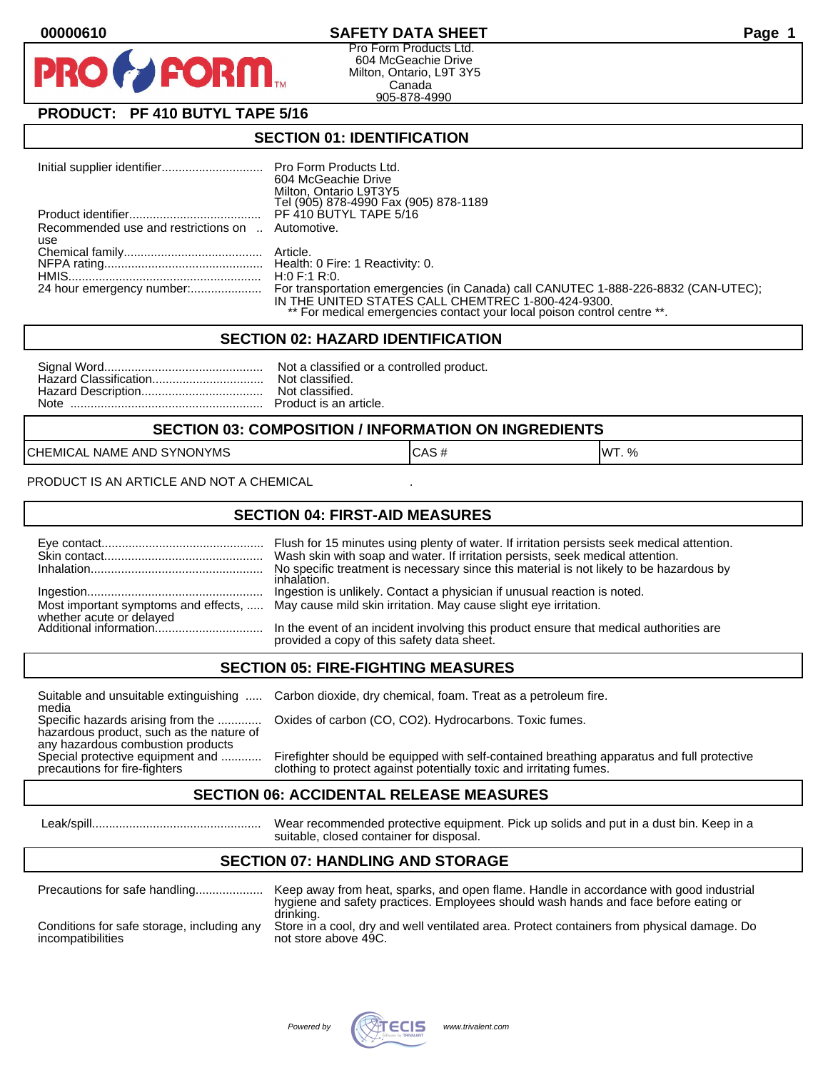00000610

# SAFETY DATA SHEET

Pro Form Products Ltd.
604 McGeachie Drive
Milton, Ontario, L9T 3Y5
Canada
905-878-4990

## PRODUCT: PF 410 BUTYL TAPE 5/16

## SECTION 01: IDENTIFICATION

| | |
|---|---|
| Initial supplier identifier | Pro Form Products Ltd. 604 McGeachie Drive Milton, Ontario L9T3Y5 Tel (905) 878-4990 Fax (905) 878-1189 |
| Product identifier | PF 410 BUTYL TAPE 5/16 |
| Recommended use and restrictions on use | Automotive. |
| Chemical family | Article. |
| NFPA rating | Health: 0 Fire: 1 Reactivity: 0. |
| HMIS | H:0 F:1 R:0. |
| 24 hour emergency number: | For transportation emergencies (in Canada) call CANUTEC 1-888-226-8832 (CAN-UTEC); IN THE UNITED STATES CALL CHEMTREC 1-800-424-9300. ** For medical emergencies contact your local poison control centre **. |

## SECTION 02: HAZARD IDENTIFICATION

| | |
|---|---|
| Signal Word | Not a classified or a controlled product. |
| Hazard Classification | Not classified. |
| Hazard Description | Not classified. |
| Note | Product is an article. |

## SECTION 03: COMPOSITION / INFORMATION ON INGREDIENTS

| CHEMICAL NAME AND SYNONYMS | CAS # | WT. % |
|---|---|---|

PRODUCT IS AN ARTICLE AND NOT A CHEMICAL .

## SECTION 04: FIRST-AID MEASURES

| | |
|---|---|
| Eye contact | Flush for 15 minutes using plenty of water. If irritation persists seek medical attention. |
| Skin contact | Wash skin with soap and water. If irritation persists, seek medical attention. |
| Inhalation | No specific treatment is necessary since this material is not likely to be hazardous by inhalation. |
| Ingestion | Ingestion is unlikely. Contact a physician if unusual reaction is noted. |
| Most important symptoms and effects, whether acute or delayed | May cause mild skin irritation. May cause slight eye irritation. |
| Additional information | In the event of an incident involving this product ensure that medical authorities are provided a copy of this safety data sheet. |

## SECTION 05: FIRE-FIGHTING MEASURES

| | |
|---|---|
| Suitable and unsuitable extinguishing media | Carbon dioxide, dry chemical, foam. Treat as a petroleum fire. |
| Specific hazards arising from the hazardous product, such as the nature of any hazardous combustion products | Oxides of carbon (CO, CO2). Hydrocarbons. Toxic fumes. |
| Special protective equipment and precautions for fire-fighters | Firefighter should be equipped with self-contained breathing apparatus and full protective clothing to protect against potentially toxic and irritating fumes. |

## SECTION 06: ACCIDENTAL RELEASE MEASURES

| | |
|---|---|
| Leak/spill | Wear recommended protective equipment. Pick up solids and put in a dust bin. Keep in a suitable, closed container for disposal. |

## SECTION 07: HANDLING AND STORAGE

| | |
|---|---|
| Precautions for safe handling | Keep away from heat, sparks, and open flame. Handle in accordance with good industrial hygiene and safety practices. Employees should wash hands and face before eating or drinking. |
| Conditions for safe storage, including any incompatibilities | Store in a cool, dry and well ventilated area. Protect containers from physical damage. Do not store above 49C. |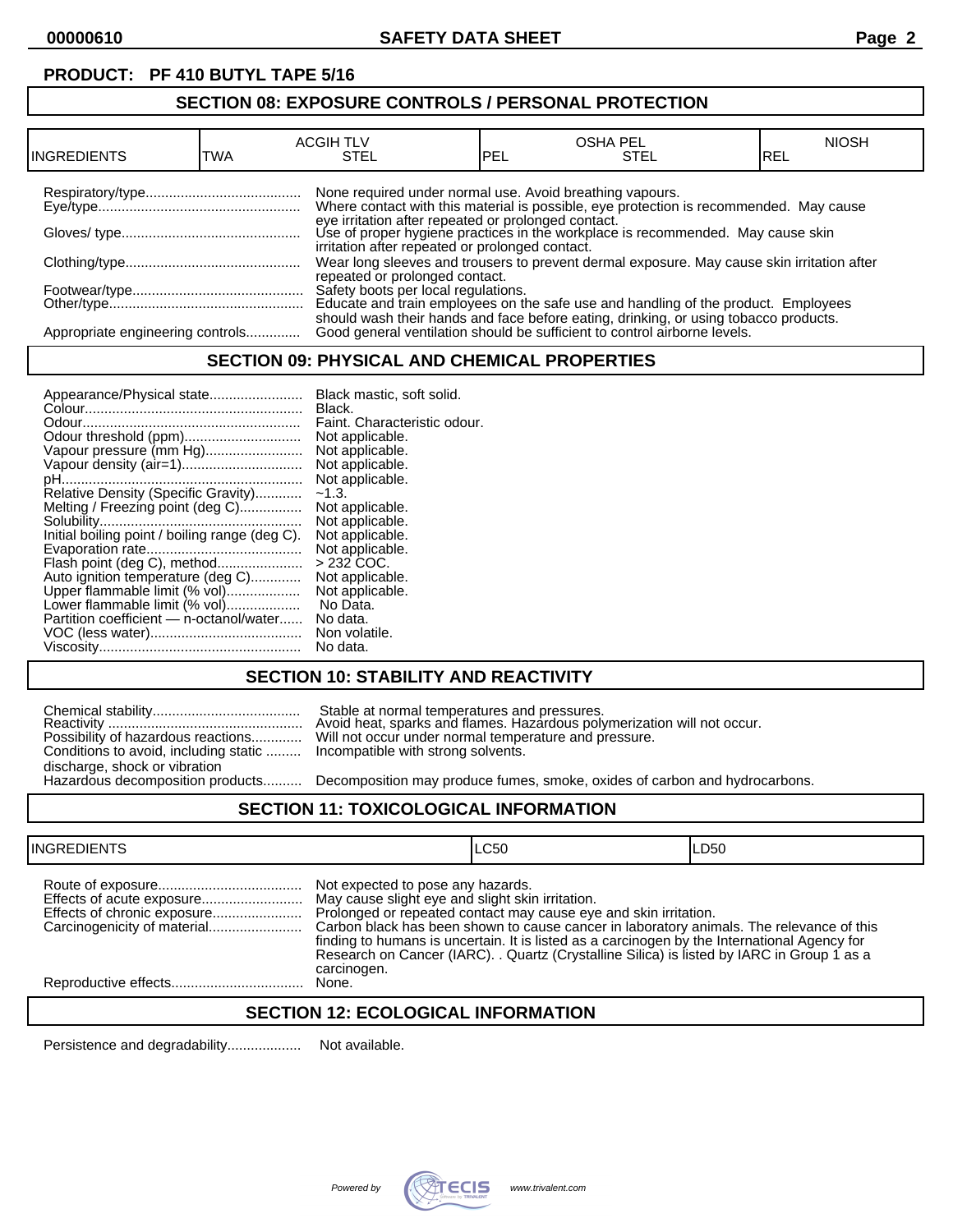**PRODUCT: PF 410 BUTYL TAPE 5/16**

## SECTION 08: EXPOSURE CONTROLS / PERSONAL PROTECTION

| INGREDIENTS | ACGIH TLV TWA | ACGIH TLV STEL | OSHA PEL PEL | OSHA PEL STEL | NIOSH REL |
|---|---|---|---|---|---|

Respiratory/type........................................ None required under normal use. Avoid breathing vapours.

Eye/type.................................................... Where contact with this material is possible, eye protection is recommended. May cause eye irritation after repeated or prolonged contact.

Gloves/ type.............................................. Use of proper hygiene practices in the workplace is recommended. May cause skin irritation after repeated or prolonged contact.

Clothing/type............................................. Wear long sleeves and trousers to prevent dermal exposure. May cause skin irritation after repeated or prolonged contact.

Footwear/type............................................ Safety boots per local regulations.

Other/type.................................................. Educate and train employees on the safe use and handling of the product. Employees should wash their hands and face before eating, drinking, or using tobacco products.

Appropriate engineering controls.............. Good general ventilation should be sufficient to control airborne levels.

## SECTION 09: PHYSICAL AND CHEMICAL PROPERTIES

Appearance/Physical state........................ Black mastic, soft solid.
Colour........................................................ Black.
Odour........................................................ Faint. Characteristic odour.
Odour threshold (ppm).............................. Not applicable.
Vapour pressure (mm Hg)......................... Not applicable.
Vapour density (air=1)............................... Not applicable.
pH.............................................................. Not applicable.
Relative Density (Specific Gravity)............ ~1.3.
Melting / Freezing point (deg C)................ Not applicable.
Solubility.................................................... Not applicable.
Initial boiling point / boiling range (deg C). Not applicable.
Evaporation rate........................................ Not applicable.
Flash point (deg C), method...................... > 232 COC.
Auto ignition temperature (deg C)............. Not applicable.
Upper flammable limit (% vol)................... Not applicable.
Lower flammable limit (% vol)................... No Data.
Partition coefficient — n-octanol/water...... No data.
VOC (less water)....................................... Non volatile.
Viscosity.................................................... No data.

## SECTION 10: STABILITY AND REACTIVITY

Chemical stability...................................... Stable at normal temperatures and pressures.
Reactivity .................................................. Avoid heat, sparks and flames. Hazardous polymerization will not occur.
Possibility of hazardous reactions............. Will not occur under normal temperature and pressure.
Conditions to avoid, including static discharge, shock or vibration ......... Incompatible with strong solvents.
Hazardous decomposition products.......... Decomposition may produce fumes, smoke, oxides of carbon and hydrocarbons.

## SECTION 11: TOXICOLOGICAL INFORMATION

| INGREDIENTS | LC50 | LD50 |
|---|---|---|

Route of exposure..................................... Not expected to pose any hazards.
Effects of acute exposure.......................... May cause slight eye and slight skin irritation.
Effects of chronic exposure....................... Prolonged or repeated contact may cause eye and skin irritation.
Carcinogenicity of material........................ Carbon black has been shown to cause cancer in laboratory animals. The relevance of this finding to humans is uncertain. It is listed as a carcinogen by the International Agency for Research on Cancer (IARC). . Quartz (Crystalline Silica) is listed by IARC in Group 1 as a carcinogen.
Reproductive effects.................................. None.

## SECTION 12: ECOLOGICAL INFORMATION

Persistence and degradability................... Not available.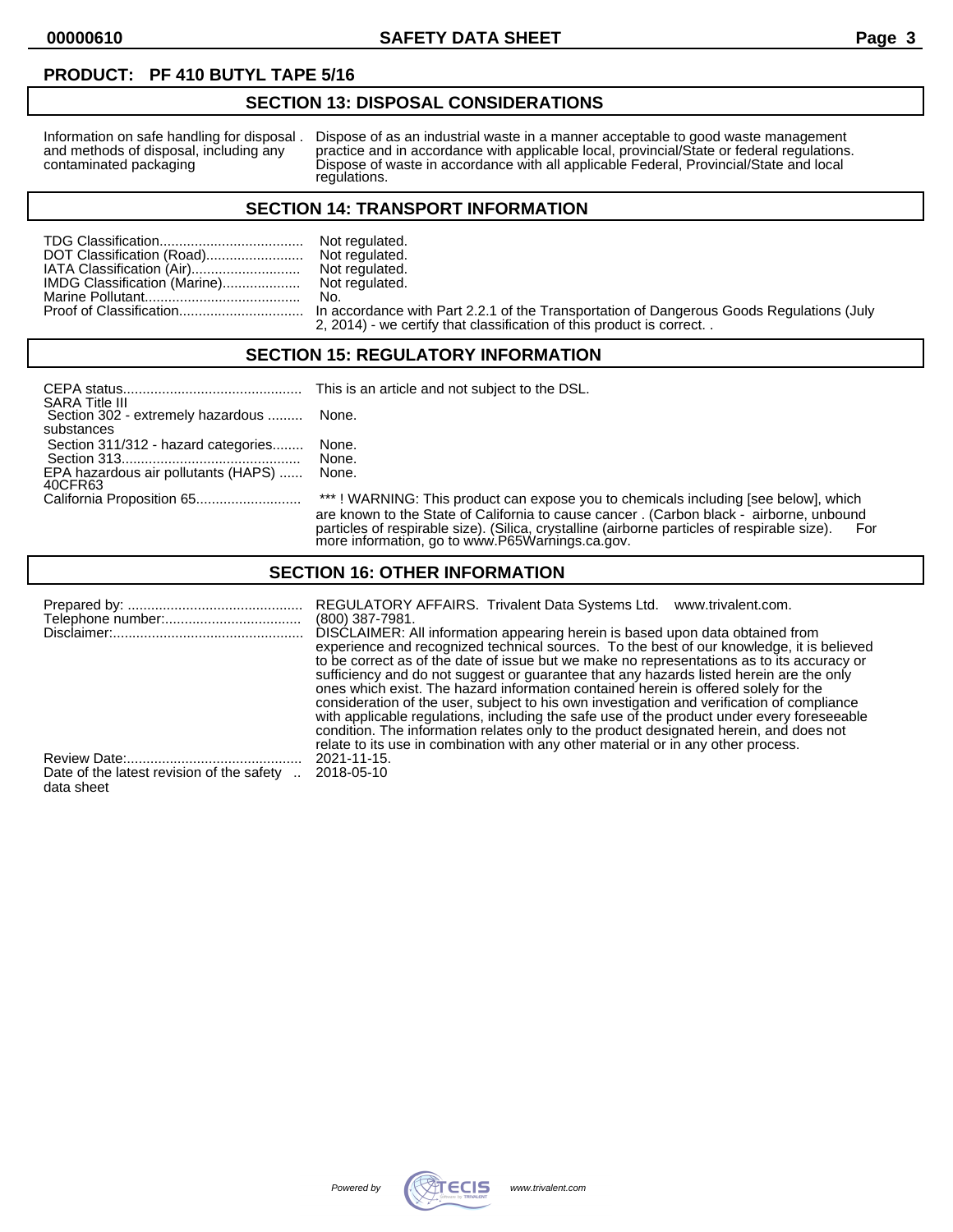**PRODUCT: PF 410 BUTYL TAPE 5/16**

## SECTION 13: DISPOSAL CONSIDERATIONS

| | |
|---|---|
| Information on safe handling for disposal and methods of disposal, including any contaminated packaging | Dispose of as an industrial waste in a manner acceptable to good waste management practice and in accordance with applicable local, provincial/State or federal regulations. Dispose of waste in accordance with all applicable Federal, Provincial/State and local regulations. |

## SECTION 14: TRANSPORT INFORMATION

| | |
|---|---|
| TDG Classification | Not regulated. |
| DOT Classification (Road) | Not regulated. |
| IATA Classification (Air) | Not regulated. |
| IMDG Classification (Marine) | Not regulated. |
| Marine Pollutant | No. |
| Proof of Classification | In accordance with Part 2.2.1 of the Transportation of Dangerous Goods Regulations (July 2, 2014) - we certify that classification of this product is correct. . |

## SECTION 15: REGULATORY INFORMATION

| | |
|---|---|
| CEPA status | This is an article and not subject to the DSL. |
| SARA Title III | |
| Section 302 - extremely hazardous substances | None. |
| Section 311/312 - hazard categories | None. |
| Section 313 | None. |
| EPA hazardous air pollutants (HAPS) 40CFR63 | None. |
| California Proposition 65 | *** ! WARNING: This product can expose you to chemicals including [see below], which are known to the State of California to cause cancer . (Carbon black - airborne, unbound particles of respirable size). (Silica, crystalline (airborne particles of respirable size). For more information, go to www.P65Warnings.ca.gov. |

## SECTION 16: OTHER INFORMATION

| | |
|---|---|
| Prepared by: | REGULATORY AFFAIRS. Trivalent Data Systems Ltd. www.trivalent.com. |
| Telephone number: | (800) 387-7981. |
| Disclaimer: | DISCLAIMER: All information appearing herein is based upon data obtained from experience and recognized technical sources. To the best of our knowledge, it is believed to be correct as of the date of issue but we make no representations as to its accuracy or sufficiency and do not suggest or guarantee that any hazards listed herein are the only ones which exist. The hazard information contained herein is offered solely for the consideration of the user, subject to his own investigation and verification of compliance with applicable regulations, including the safe use of the product under every foreseeable condition. The information relates only to the product designated herein, and does not relate to its use in combination with any other material or in any other process. |
| Review Date: | 2021-11-15. |
| Date of the latest revision of the safety data sheet | 2018-05-10 |